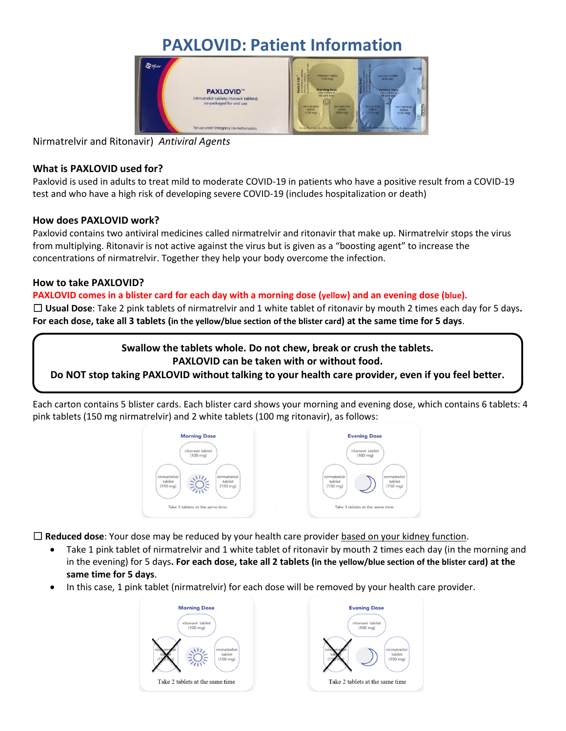# PAXLOVID: Patient Information

Nirmatrelvir and Ritonavir) *Antiviral Agents*

### What is PAXLOVID used for?

Paxlovid is used in adults to treat mild to moderate COVID-19 in patients who have a positive result from a COVID-19 test and who have a high risk of developing severe COVID-19 (includes hospitalization or death)

### How does PAXLOVID work?

Paxlovid contains two antiviral medicines called nirmatrelvir and ritonavir that make up. Nirmatrelvir stops the virus from multiplying. Ritonavir is not active against the virus but is given as a "boosting agent" to increase the concentrations of nirmatrelvir. Together they help your body overcome the infection.

### How to take PAXLOVID?

**PAXLOVID comes in a blister card for each day with a morning dose (yellow) and an evening dose (blue).**

☐ **Usual Dose**: Take 2 pink tablets of nirmatrelvir and 1 white tablet of ritonavir by mouth 2 times each day for 5 days. **For each dose, take all 3 tablets (in the yellow/blue section of the blister card) at the same time for 5 days**.

> **Swallow the tablets whole. Do not chew, break or crush the tablets.**
> **PAXLOVID can be taken with or without food.**
> **Do NOT stop taking PAXLOVID without talking to your health care provider, even if you feel better.**

Each carton contains 5 blister cards. Each blister card shows your morning and evening dose, which contains 6 tablets: 4 pink tablets (150 mg nirmatrelvir) and 2 white tablets (100 mg ritonavir), as follows:

☐ **Reduced dose**: Your dose may be reduced by your health care provider based on your kidney function.

- Take 1 pink tablet of nirmatrelvir and 1 white tablet of ritonavir by mouth 2 times each day (in the morning and in the evening) for 5 days. **For each dose, take all 2 tablets (in the yellow/blue section of the blister card) at the same time for 5 days**.
- In this case, 1 pink tablet (nirmatrelvir) for each dose will be removed by your health care provider.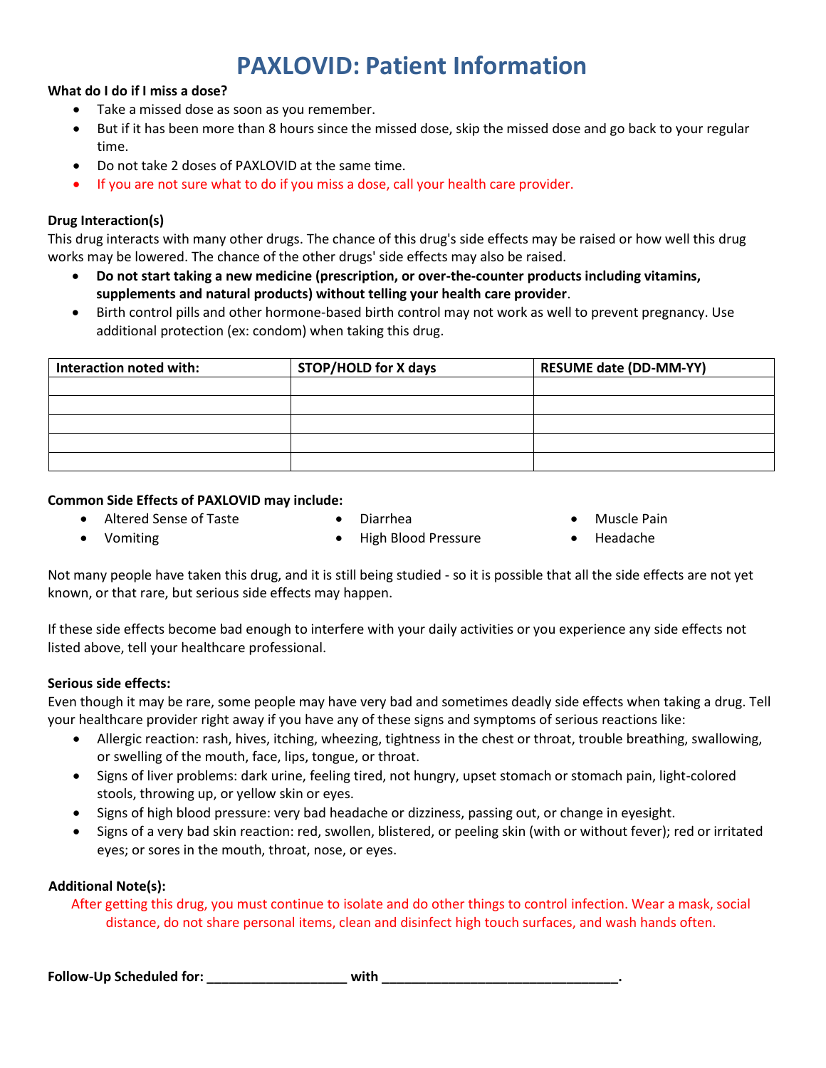# PAXLOVID: Patient Information

**What do I do if I miss a dose?**

- Take a missed dose as soon as you remember.
- But if it has been more than 8 hours since the missed dose, skip the missed dose and go back to your regular time.
- Do not take 2 doses of PAXLOVID at the same time.
- If you are not sure what to do if you miss a dose, call your health care provider.

**Drug Interaction(s)**

This drug interacts with many other drugs. The chance of this drug's side effects may be raised or how well this drug works may be lowered. The chance of the other drugs' side effects may also be raised.

- **Do not start taking a new medicine (prescription, or over-the-counter products including vitamins, supplements and natural products) without telling your health care provider**.
- Birth control pills and other hormone-based birth control may not work as well to prevent pregnancy. Use additional protection (ex: condom) when taking this drug.

| Interaction noted with: | STOP/HOLD for X days | RESUME date (DD-MM-YY) |
|---|---|---|
| | | |
| | | |
| | | |
| | | |
| | | |

**Common Side Effects of PAXLOVID may include:**

- Altered Sense of Taste
- Vomiting
- Diarrhea
- High Blood Pressure
- Muscle Pain
- Headache

Not many people have taken this drug, and it is still being studied - so it is possible that all the side effects are not yet known, or that rare, but serious side effects may happen.

If these side effects become bad enough to interfere with your daily activities or you experience any side effects not listed above, tell your healthcare professional.

**Serious side effects:**

Even though it may be rare, some people may have very bad and sometimes deadly side effects when taking a drug. Tell your healthcare provider right away if you have any of these signs and symptoms of serious reactions like:

- Allergic reaction: rash, hives, itching, wheezing, tightness in the chest or throat, trouble breathing, swallowing, or swelling of the mouth, face, lips, tongue, or throat.
- Signs of liver problems: dark urine, feeling tired, not hungry, upset stomach or stomach pain, light-colored stools, throwing up, or yellow skin or eyes.
- Signs of high blood pressure: very bad headache or dizziness, passing out, or change in eyesight.
- Signs of a very bad skin reaction: red, swollen, blistered, or peeling skin (with or without fever); red or irritated eyes; or sores in the mouth, throat, nose, or eyes.

**Additional Note(s):**

After getting this drug, you must continue to isolate and do other things to control infection. Wear a mask, social distance, do not share personal items, clean and disinfect high touch surfaces, and wash hands often.

**Follow-Up Scheduled for: ___________________ with _______________________________.**